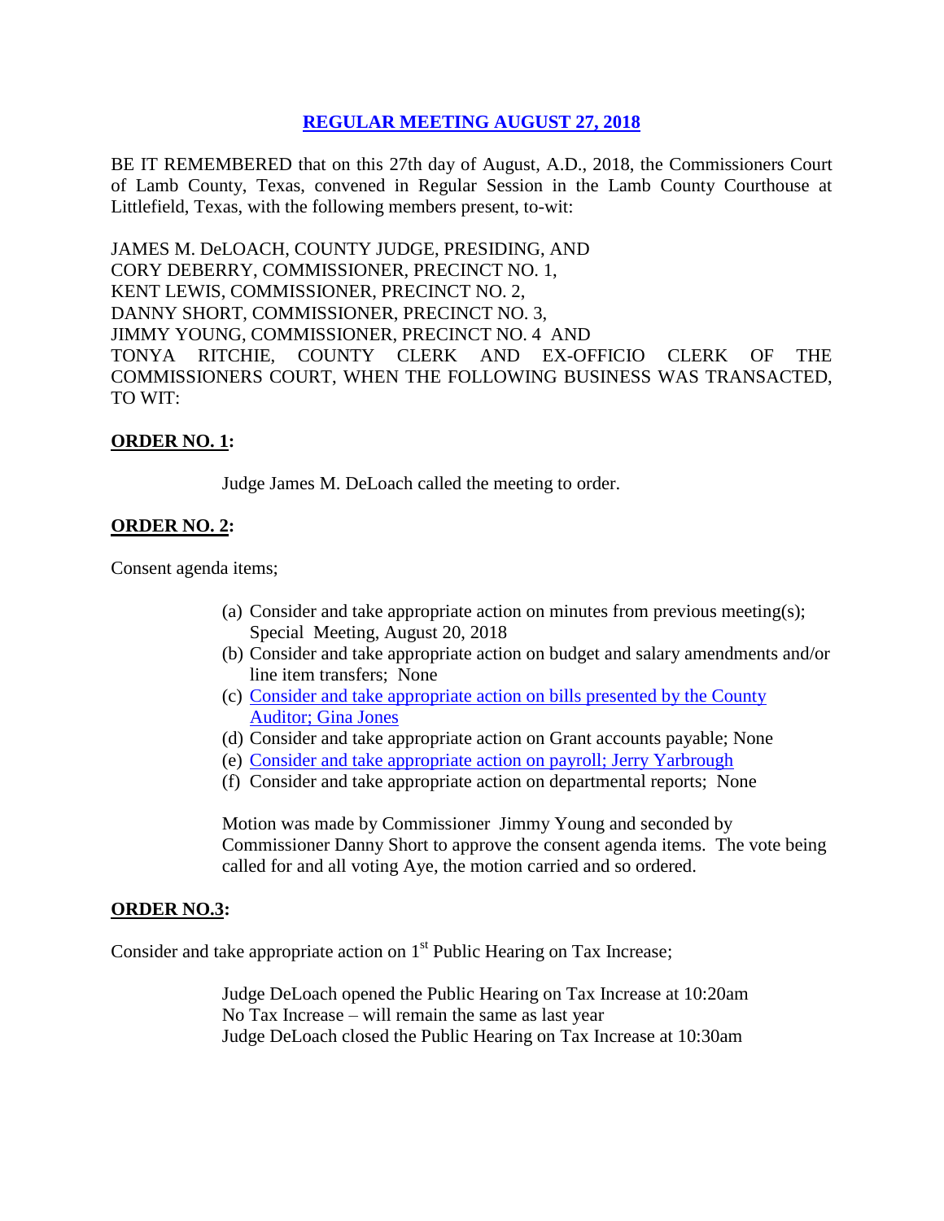## [REGULAR MEETING AUGUST 27, 2018]

BE IT REMEMBERED that on this 27th day of August, A.D., 2018, the Commissioners Court of Lamb County, Texas, convened in Regular Session in the Lamb County Courthouse at Littlefield, Texas, with the following members present, to-wit:

JAMES M. DeLOACH, COUNTY JUDGE, PRESIDING, AND
CORY DEBERRY, COMMISSIONER, PRECINCT NO. 1,
KENT LEWIS, COMMISSIONER, PRECINCT NO. 2,
DANNY SHORT, COMMISSIONER, PRECINCT NO. 3,
JIMMY YOUNG, COMMISSIONER, PRECINCT NO. 4 AND
TONYA RITCHIE, COUNTY CLERK AND EX-OFFICIO CLERK OF THE COMMISSIONERS COURT, WHEN THE FOLLOWING BUSINESS WAS TRANSACTED, TO WIT:

**ORDER NO. 1:**

Judge James M. DeLoach called the meeting to order.

**ORDER NO. 2:**

Consent agenda items;

(a) Consider and take appropriate action on minutes from previous meeting(s); Special Meeting, August 20, 2018
(b) Consider and take appropriate action on budget and salary amendments and/or line item transfers; None
(c) [Consider and take appropriate action on bills presented by the County Auditor; Gina Jones]
(d) Consider and take appropriate action on Grant accounts payable; None
(e) [Consider and take appropriate action on payroll; Jerry Yarbrough]
(f) Consider and take appropriate action on departmental reports; None

Motion was made by Commissioner Jimmy Young and seconded by Commissioner Danny Short to approve the consent agenda items. The vote being called for and all voting Aye, the motion carried and so ordered.

**ORDER NO.3:**

Consider and take appropriate action on 1st Public Hearing on Tax Increase;

Judge DeLoach opened the Public Hearing on Tax Increase at 10:20am
No Tax Increase – will remain the same as last year
Judge DeLoach closed the Public Hearing on Tax Increase at 10:30am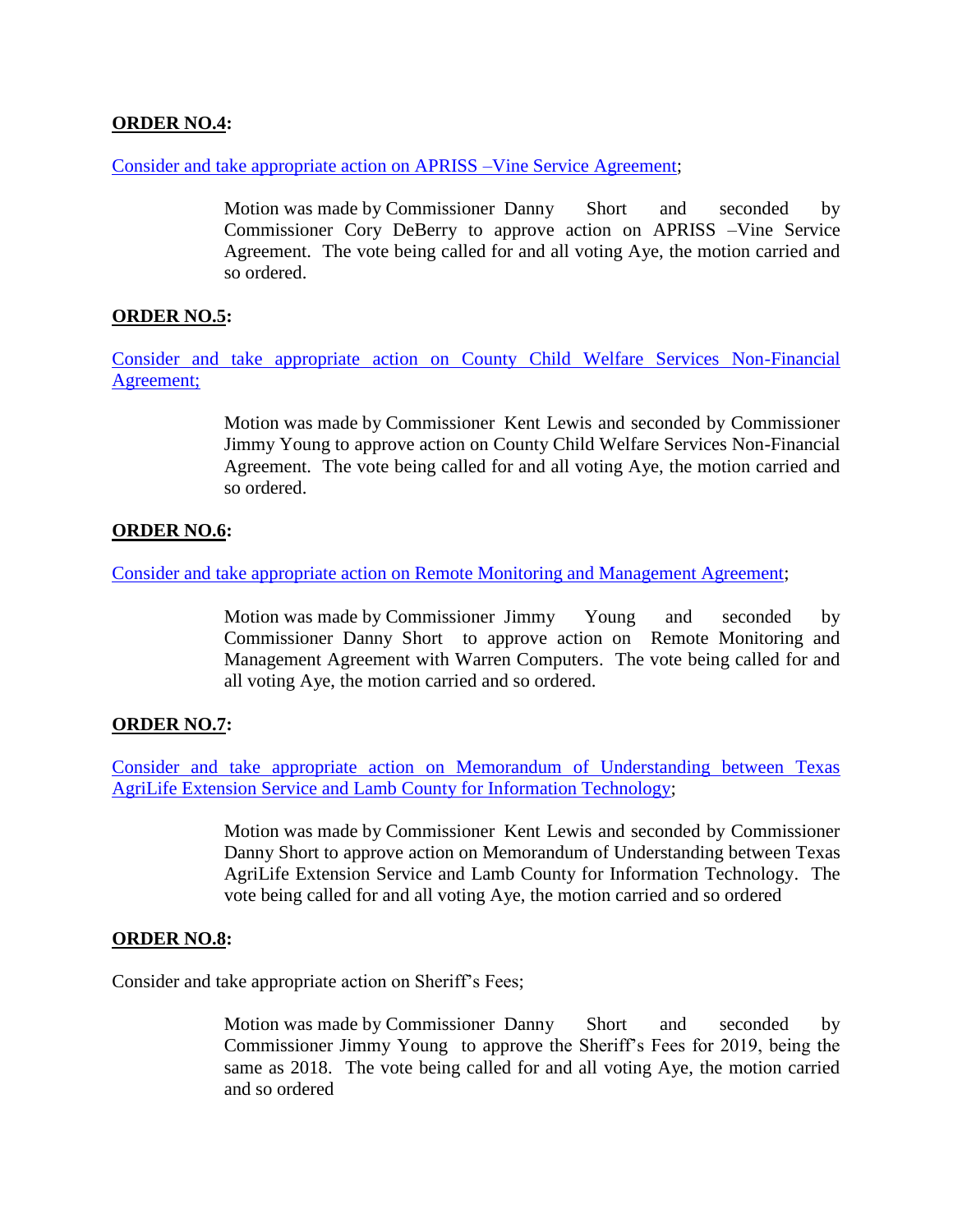**ORDER NO.4:**

Consider and take appropriate action on APRISS –Vine Service Agreement;

> Motion was made by Commissioner Danny Short and seconded by Commissioner Cory DeBerry to approve action on APRISS –Vine Service Agreement. The vote being called for and all voting Aye, the motion carried and so ordered.

**ORDER NO.5:**

Consider and take appropriate action on County Child Welfare Services Non-Financial Agreement;

> Motion was made by Commissioner Kent Lewis and seconded by Commissioner Jimmy Young to approve action on County Child Welfare Services Non-Financial Agreement. The vote being called for and all voting Aye, the motion carried and so ordered.

**ORDER NO.6:**

Consider and take appropriate action on Remote Monitoring and Management Agreement;

> Motion was made by Commissioner Jimmy Young and seconded by Commissioner Danny Short to approve action on Remote Monitoring and Management Agreement with Warren Computers. The vote being called for and all voting Aye, the motion carried and so ordered.

**ORDER NO.7:**

Consider and take appropriate action on Memorandum of Understanding between Texas AgriLife Extension Service and Lamb County for Information Technology;

> Motion was made by Commissioner Kent Lewis and seconded by Commissioner Danny Short to approve action on Memorandum of Understanding between Texas AgriLife Extension Service and Lamb County for Information Technology. The vote being called for and all voting Aye, the motion carried and so ordered

**ORDER NO.8:**

Consider and take appropriate action on Sheriff's Fees;

> Motion was made by Commissioner Danny Short and seconded by Commissioner Jimmy Young to approve the Sheriff's Fees for 2019, being the same as 2018. The vote being called for and all voting Aye, the motion carried and so ordered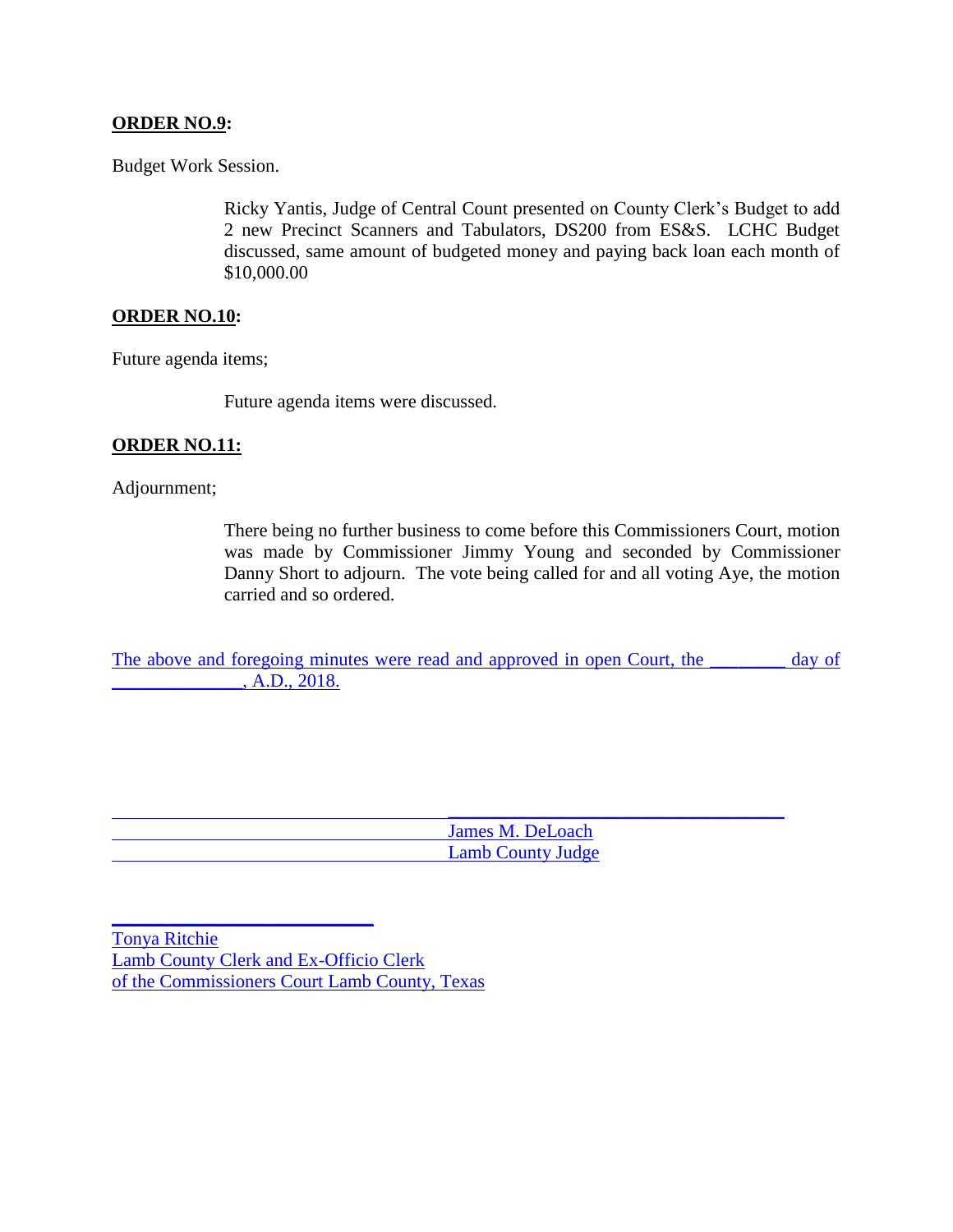**ORDER NO.9:**

Budget Work Session.

> Ricky Yantis, Judge of Central Count presented on County Clerk's Budget to add 2 new Precinct Scanners and Tabulators, DS200 from ES&S. LCHC Budget discussed, same amount of budgeted money and paying back loan each month of $10,000.00

**ORDER NO.10:**

Future agenda items;

> Future agenda items were discussed.

**ORDER NO.11:**

Adjournment;

> There being no further business to come before this Commissioners Court, motion was made by Commissioner Jimmy Young and seconded by Commissioner Danny Short to adjourn. The vote being called for and all voting Aye, the motion carried and so ordered.

The above and foregoing minutes were read and approved in open Court, the ________ day of ______________, A.D., 2018.

_________________________________

James M. DeLoach
Lamb County Judge

_________________________

Tonya Ritchie
Lamb County Clerk and Ex-Officio Clerk
of the Commissioners Court Lamb County, Texas